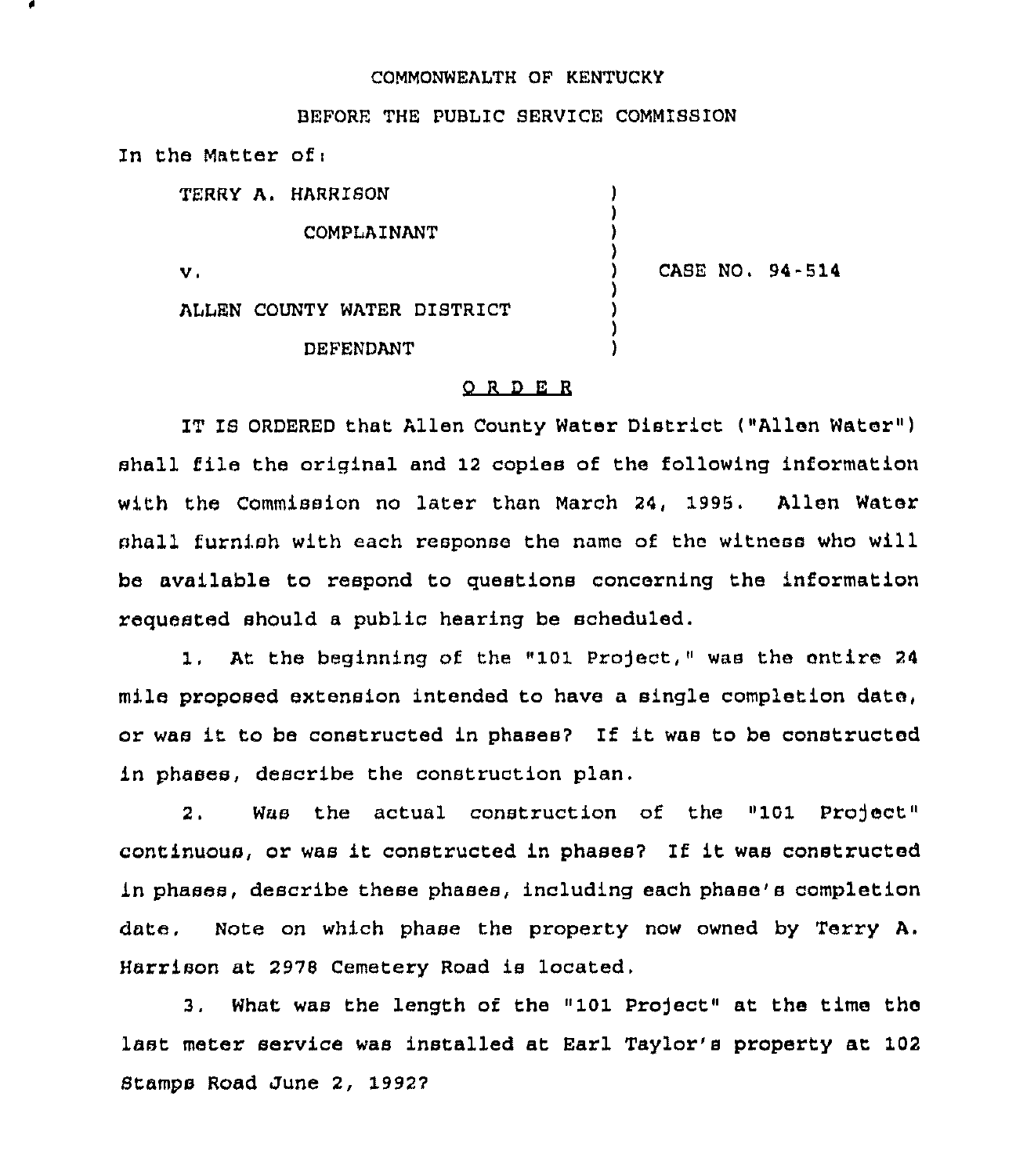COMMONWEALTH OF KENTUCKY

BEFORE THE PUBLIC SERVICE COMMISSION

In the Matter of:

| | | |
|---|---|---|
| TERRY A. HARRISON<br>COMPLAINANT<br><br>v.<br><br>ALLEN COUNTY WATER DISTRICT<br>DEFENDANT | ) | CASE NO. 94-514 |

<u>O R D E R</u>

IT IS ORDERED that Allen County Water District ("Allen Water") shall file the original and 12 copies of the following information with the Commission no later than March 24, 1995. Allen Water shall furnish with each response the name of the witness who will be available to respond to questions concerning the information requested should a public hearing be scheduled.

1. At the beginning of the "101 Project," was the entire 24 mile proposed extension intended to have a single completion date, or was it to be constructed in phases? If it was to be constructed in phases, describe the construction plan.

2. Was the actual construction of the "101 Project" continuous, or was it constructed in phases? If it was constructed in phases, describe these phases, including each phase's completion date. Note on which phase the property now owned by Terry A. Harrison at 2978 Cemetery Road is located.

3. What was the length of the "101 Project" at the time the last meter service was installed at Earl Taylor's property at 102 Stamps Road June 2, 1992?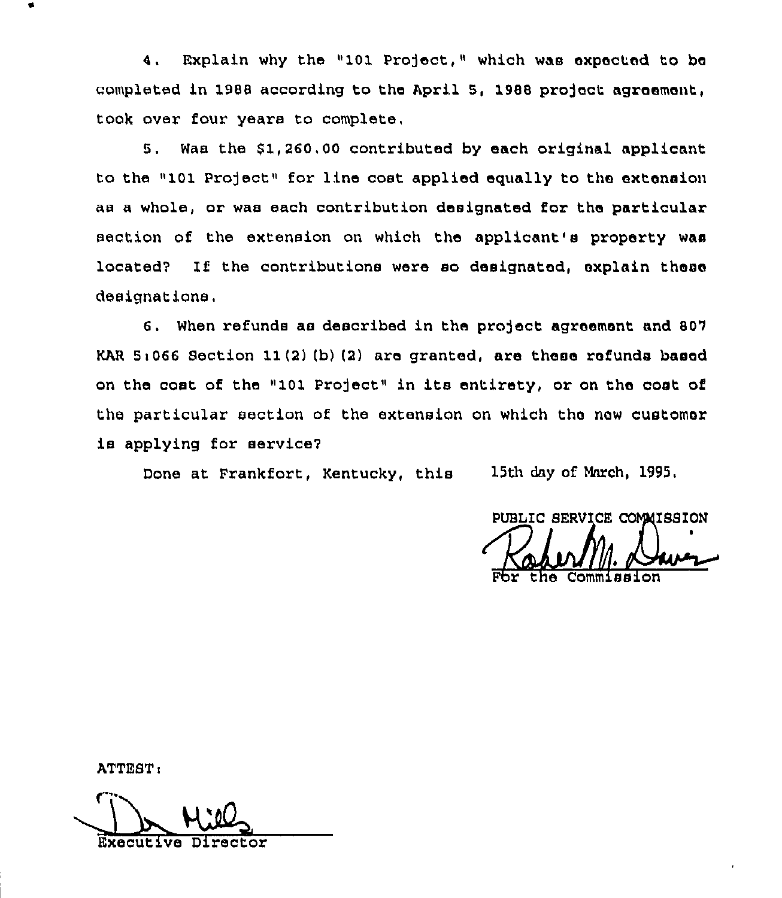4. Explain why the "101 Project," which was expected to be completed in 1988 according to the April 5, 1988 project agreement, took over four years to complete.

5. Was the $1,260.00 contributed by each original applicant to the "101 Project" for line cost applied equally to the extension as a whole, or was each contribution designated for the particular section of the extension on which the applicant's property was located? If the contributions were so designated, explain these designations.

6. When refunds as described in the project agreement and 807 KAR 5:066 Section 11(2)(b)(2) are granted, are these refunds based on the cost of the "101 Project" in its entirety, or on the cost of the particular section of the extension on which the new customer is applying for service?

Done at Frankfort, Kentucky, this 15th day of March, 1995.

PUBLIC SERVICE COMMISSION

For the Commission

ATTEST:

Executive Director